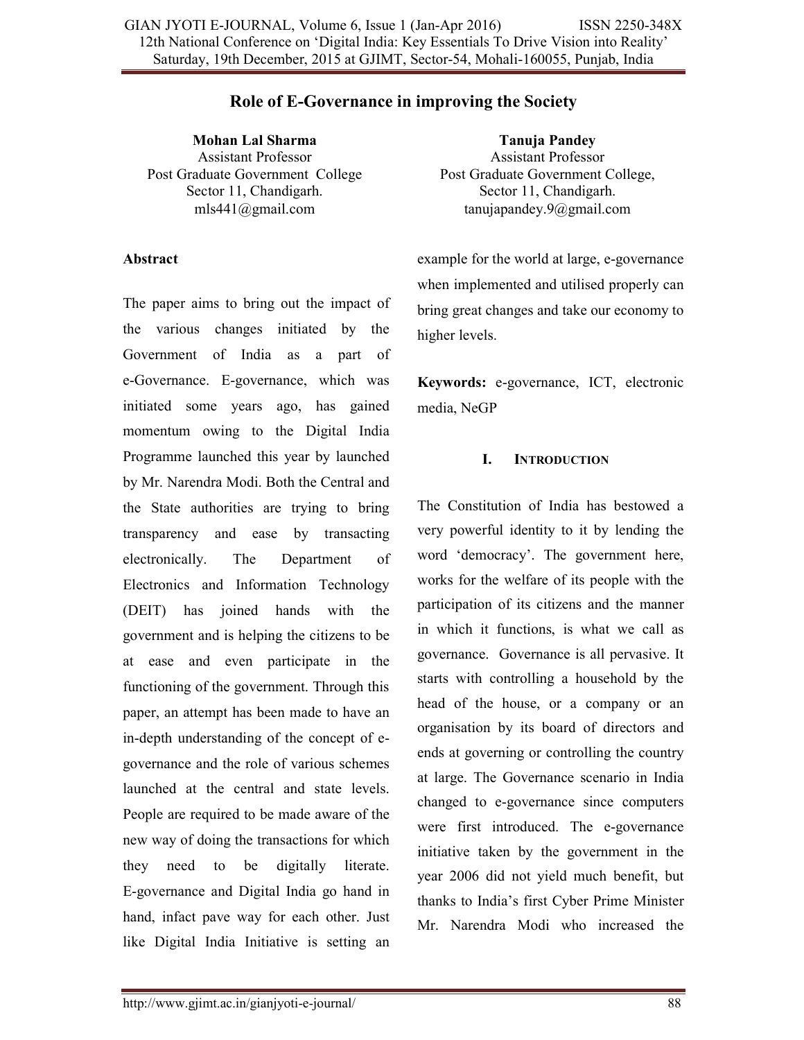# Role of E-Governance in improving the Society

**Mohan Lal Sharma**
Assistant Professor
Post Graduate Government College
Sector 11, Chandigarh.
mls441@gmail.com

**Tanuja Pandey**
Assistant Professor
Post Graduate Government College,
Sector 11, Chandigarh.
tanujapandey.9@gmail.com

## Abstract

The paper aims to bring out the impact of the various changes initiated by the Government of India as a part of e-Governance. E-governance, which was initiated some years ago, has gained momentum owing to the Digital India Programme launched this year by launched by Mr. Narendra Modi. Both the Central and the State authorities are trying to bring transparency and ease by transacting electronically. The Department of Electronics and Information Technology (DEIT) has joined hands with the government and is helping the citizens to be at ease and even participate in the functioning of the government. Through this paper, an attempt has been made to have an in-depth understanding of the concept of e-governance and the role of various schemes launched at the central and state levels. People are required to be made aware of the new way of doing the transactions for which they need to be digitally literate. E-governance and Digital India go hand in hand, infact pave way for each other. Just like Digital India Initiative is setting an example for the world at large, e-governance when implemented and utilised properly can bring great changes and take our economy to higher levels.

**Keywords:** e-governance, ICT, electronic media, NeGP

## I. Introduction

The Constitution of India has bestowed a very powerful identity to it by lending the word 'democracy'. The government here, works for the welfare of its people with the participation of its citizens and the manner in which it functions, is what we call as governance. Governance is all pervasive. It starts with controlling a household by the head of the house, or a company or an organisation by its board of directors and ends at governing or controlling the country at large. The Governance scenario in India changed to e-governance since computers were first introduced. The e-governance initiative taken by the government in the year 2006 did not yield much benefit, but thanks to India's first Cyber Prime Minister Mr. Narendra Modi who increased the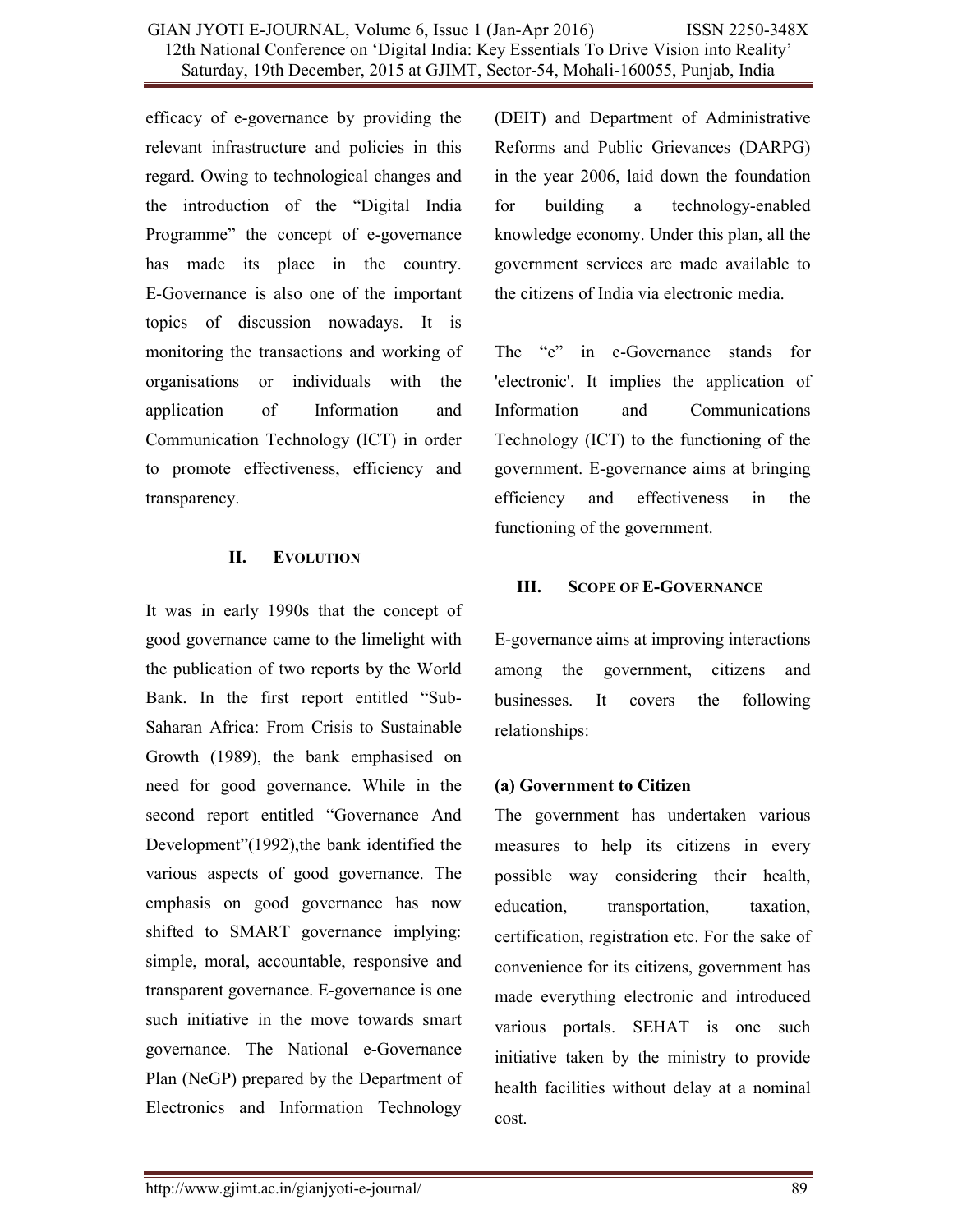efficacy of e-governance by providing the relevant infrastructure and policies in this regard. Owing to technological changes and the introduction of the "Digital India Programme" the concept of e-governance has made its place in the country. E-Governance is also one of the important topics of discussion nowadays. It is monitoring the transactions and working of organisations or individuals with the application of Information and Communication Technology (ICT) in order to promote effectiveness, efficiency and transparency.

## II. EVOLUTION

It was in early 1990s that the concept of good governance came to the limelight with the publication of two reports by the World Bank. In the first report entitled "Sub-Saharan Africa: From Crisis to Sustainable Growth (1989), the bank emphasised on need for good governance. While in the second report entitled "Governance And Development"(1992),the bank identified the various aspects of good governance. The emphasis on good governance has now shifted to SMART governance implying: simple, moral, accountable, responsive and transparent governance. E-governance is one such initiative in the move towards smart governance. The National e-Governance Plan (NeGP) prepared by the Department of Electronics and Information Technology (DEIT) and Department of Administrative Reforms and Public Grievances (DARPG) in the year 2006, laid down the foundation for building a technology-enabled knowledge economy. Under this plan, all the government services are made available to the citizens of India via electronic media.

The "e" in e-Governance stands for 'electronic'. It implies the application of Information and Communications Technology (ICT) to the functioning of the government. E-governance aims at bringing efficiency and effectiveness in the functioning of the government.

## III. SCOPE OF E-GOVERNANCE

E-governance aims at improving interactions among the government, citizens and businesses. It covers the following relationships:

**(a) Government to Citizen**

The government has undertaken various measures to help its citizens in every possible way considering their health, education, transportation, taxation, certification, registration etc. For the sake of convenience for its citizens, government has made everything electronic and introduced various portals. SEHAT is one such initiative taken by the ministry to provide health facilities without delay at a nominal cost.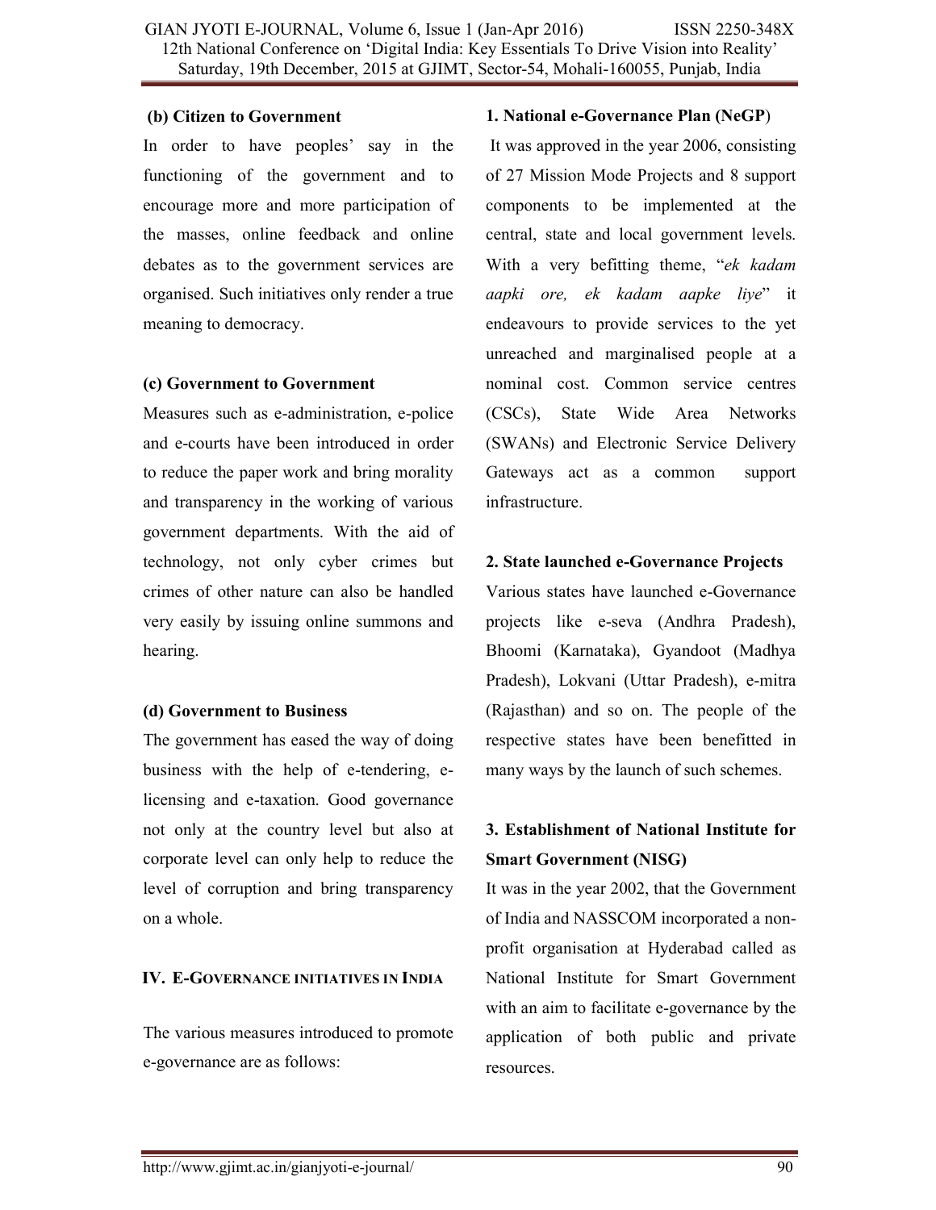### (b) Citizen to Government

In order to have peoples' say in the functioning of the government and to encourage more and more participation of the masses, online feedback and online debates as to the government services are organised. Such initiatives only render a true meaning to democracy.

### (c) Government to Government

Measures such as e-administration, e-police and e-courts have been introduced in order to reduce the paper work and bring morality and transparency in the working of various government departments. With the aid of technology, not only cyber crimes but crimes of other nature can also be handled very easily by issuing online summons and hearing.

### (d) Government to Business

The government has eased the way of doing business with the help of e-tendering, e-licensing and e-taxation. Good governance not only at the country level but also at corporate level can only help to reduce the level of corruption and bring transparency on a whole.

## IV. E-GOVERNANCE INITIATIVES IN INDIA

The various measures introduced to promote e-governance are as follows:

### 1. National e-Governance Plan (NeGP)

It was approved in the year 2006, consisting of 27 Mission Mode Projects and 8 support components to be implemented at the central, state and local government levels. With a very befitting theme, "*ek kadam aapki ore, ek kadam aapke liye*" it endeavours to provide services to the yet unreached and marginalised people at a nominal cost. Common service centres (CSCs), State Wide Area Networks (SWANs) and Electronic Service Delivery Gateways act as a common support infrastructure.

### 2. State launched e-Governance Projects

Various states have launched e-Governance projects like e-seva (Andhra Pradesh), Bhoomi (Karnataka), Gyandoot (Madhya Pradesh), Lokvani (Uttar Pradesh), e-mitra (Rajasthan) and so on. The people of the respective states have been benefitted in many ways by the launch of such schemes.

### 3. Establishment of National Institute for Smart Government (NISG)

It was in the year 2002, that the Government of India and NASSCOM incorporated a non-profit organisation at Hyderabad called as National Institute for Smart Government with an aim to facilitate e-governance by the application of both public and private resources.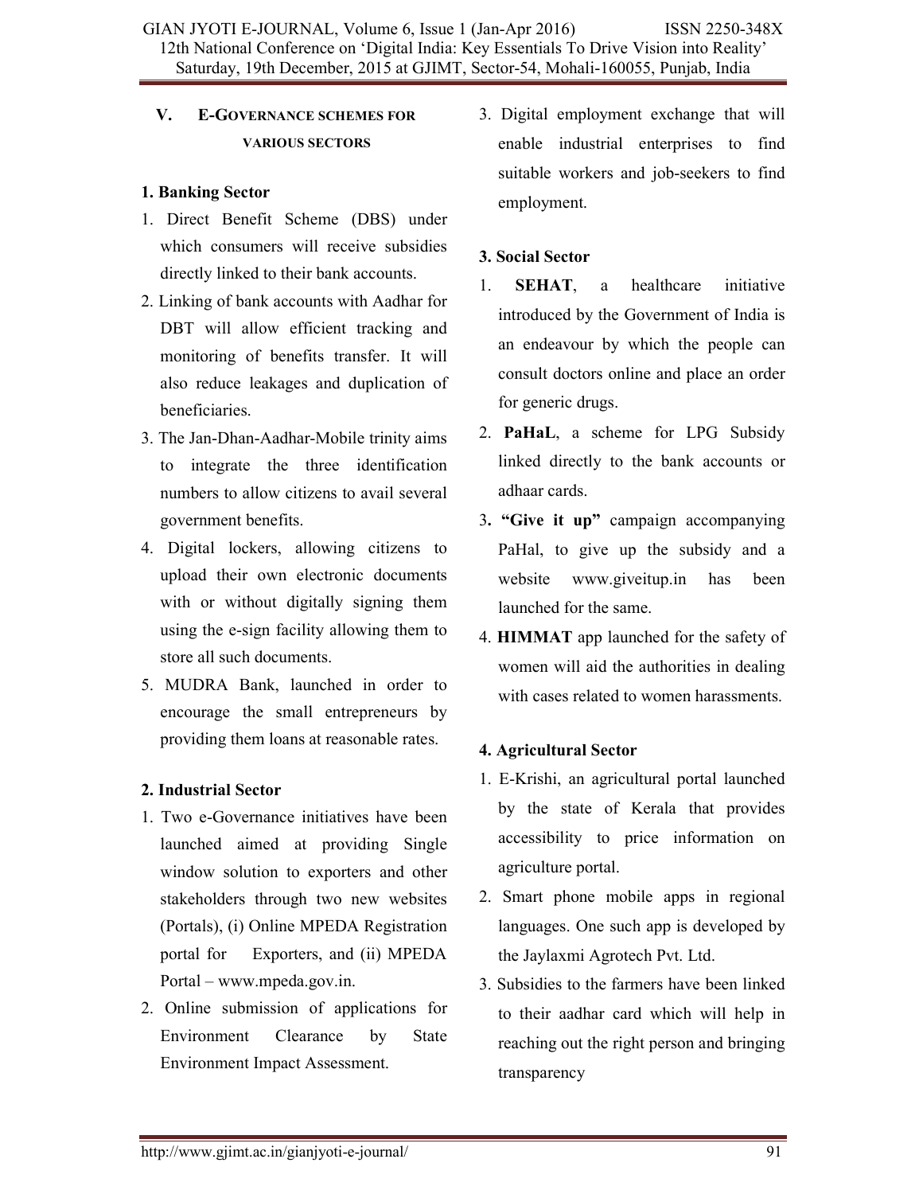## V. E-GOVERNANCE SCHEMES FOR VARIOUS SECTORS

### 1. Banking Sector

1. Direct Benefit Scheme (DBS) under which consumers will receive subsidies directly linked to their bank accounts.
2. Linking of bank accounts with Aadhar for DBT will allow efficient tracking and monitoring of benefits transfer. It will also reduce leakages and duplication of beneficiaries.
3. The Jan-Dhan-Aadhar-Mobile trinity aims to integrate the three identification numbers to allow citizens to avail several government benefits.
4. Digital lockers, allowing citizens to upload their own electronic documents with or without digitally signing them using the e-sign facility allowing them to store all such documents.
5. MUDRA Bank, launched in order to encourage the small entrepreneurs by providing them loans at reasonable rates.

### 2. Industrial Sector

1. Two e-Governance initiatives have been launched aimed at providing Single window solution to exporters and other stakeholders through two new websites (Portals), (i) Online MPEDA Registration portal for Exporters, and (ii) MPEDA Portal – www.mpeda.gov.in.
2. Online submission of applications for Environment Clearance by State Environment Impact Assessment.
3. Digital employment exchange that will enable industrial enterprises to find suitable workers and job-seekers to find employment.

### 3. Social Sector

1. **SEHAT**, a healthcare initiative introduced by the Government of India is an endeavour by which the people can consult doctors online and place an order for generic drugs.
2. **PaHaL**, a scheme for LPG Subsidy linked directly to the bank accounts or adhaar cards.
3. **"Give it up"** campaign accompanying PaHal, to give up the subsidy and a website www.giveitup.in has been launched for the same.
4. **HIMMAT** app launched for the safety of women will aid the authorities in dealing with cases related to women harassments.

### 4. Agricultural Sector

1. E-Krishi, an agricultural portal launched by the state of Kerala that provides accessibility to price information on agriculture portal.
2. Smart phone mobile apps in regional languages. One such app is developed by the Jaylaxmi Agrotech Pvt. Ltd.
3. Subsidies to the farmers have been linked to their aadhar card which will help in reaching out the right person and bringing transparency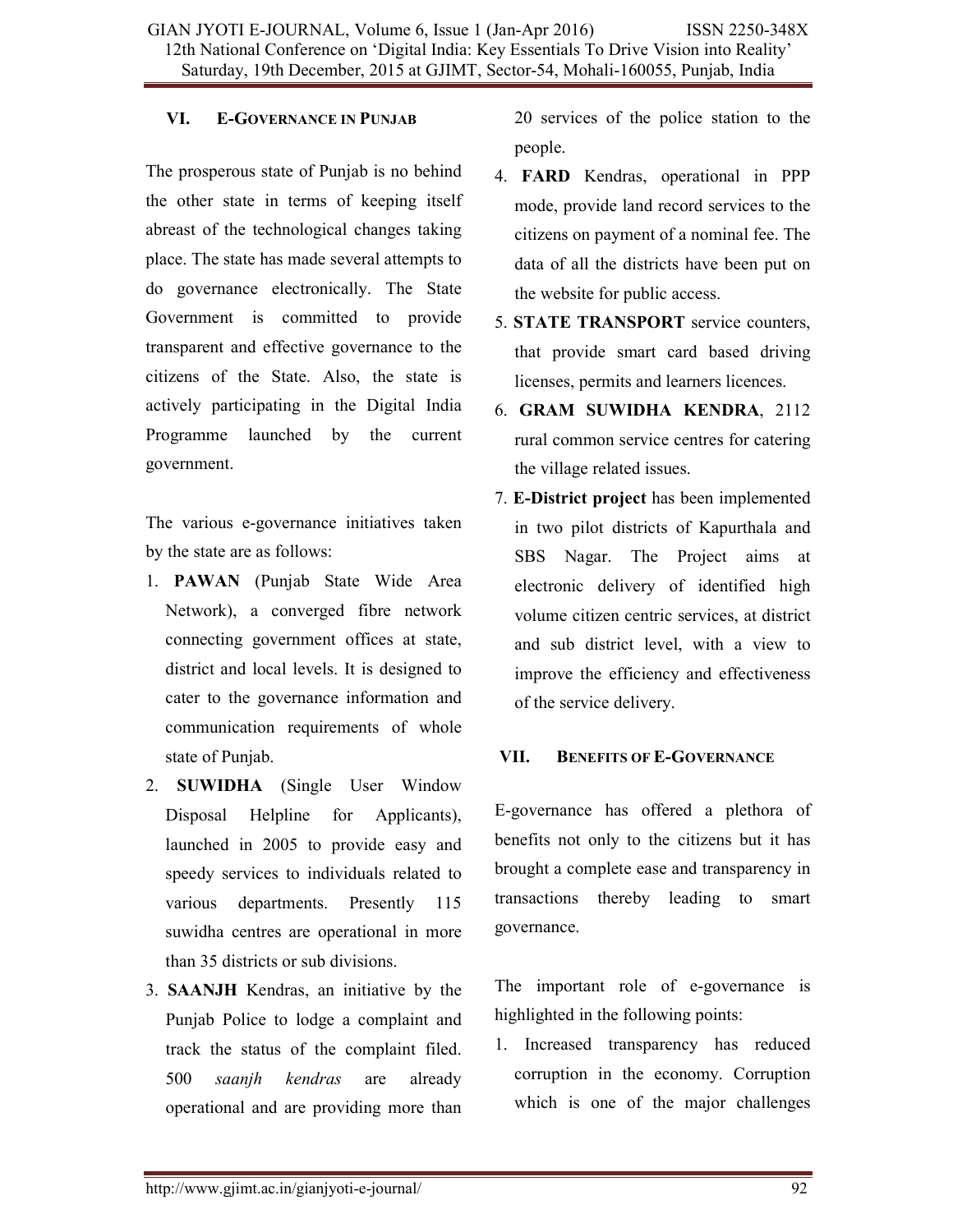## VI. E-GOVERNANCE IN PUNJAB

The prosperous state of Punjab is no behind the other state in terms of keeping itself abreast of the technological changes taking place. The state has made several attempts to do governance electronically. The State Government is committed to provide transparent and effective governance to the citizens of the State. Also, the state is actively participating in the Digital India Programme launched by the current government.

The various e-governance initiatives taken by the state are as follows:

1. **PAWAN** (Punjab State Wide Area Network), a converged fibre network connecting government offices at state, district and local levels. It is designed to cater to the governance information and communication requirements of whole state of Punjab.
2. **SUWIDHA** (Single User Window Disposal Helpline for Applicants), launched in 2005 to provide easy and speedy services to individuals related to various departments. Presently 115 suwidha centres are operational in more than 35 districts or sub divisions.
3. **SAANJH** Kendras, an initiative by the Punjab Police to lodge a complaint and track the status of the complaint filed. 500 *saanjh kendras* are already operational and are providing more than 20 services of the police station to the people.
4. **FARD** Kendras, operational in PPP mode, provide land record services to the citizens on payment of a nominal fee. The data of all the districts have been put on the website for public access.
5. **STATE TRANSPORT** service counters, that provide smart card based driving licenses, permits and learners licences.
6. **GRAM SUWIDHA KENDRA**, 2112 rural common service centres for catering the village related issues.
7. **E-District project** has been implemented in two pilot districts of Kapurthala and SBS Nagar. The Project aims at electronic delivery of identified high volume citizen centric services, at district and sub district level, with a view to improve the efficiency and effectiveness of the service delivery.

## VII. BENEFITS OF E-GOVERNANCE

E-governance has offered a plethora of benefits not only to the citizens but it has brought a complete ease and transparency in transactions thereby leading to smart governance.

The important role of e-governance is highlighted in the following points:

1. Increased transparency has reduced corruption in the economy. Corruption which is one of the major challenges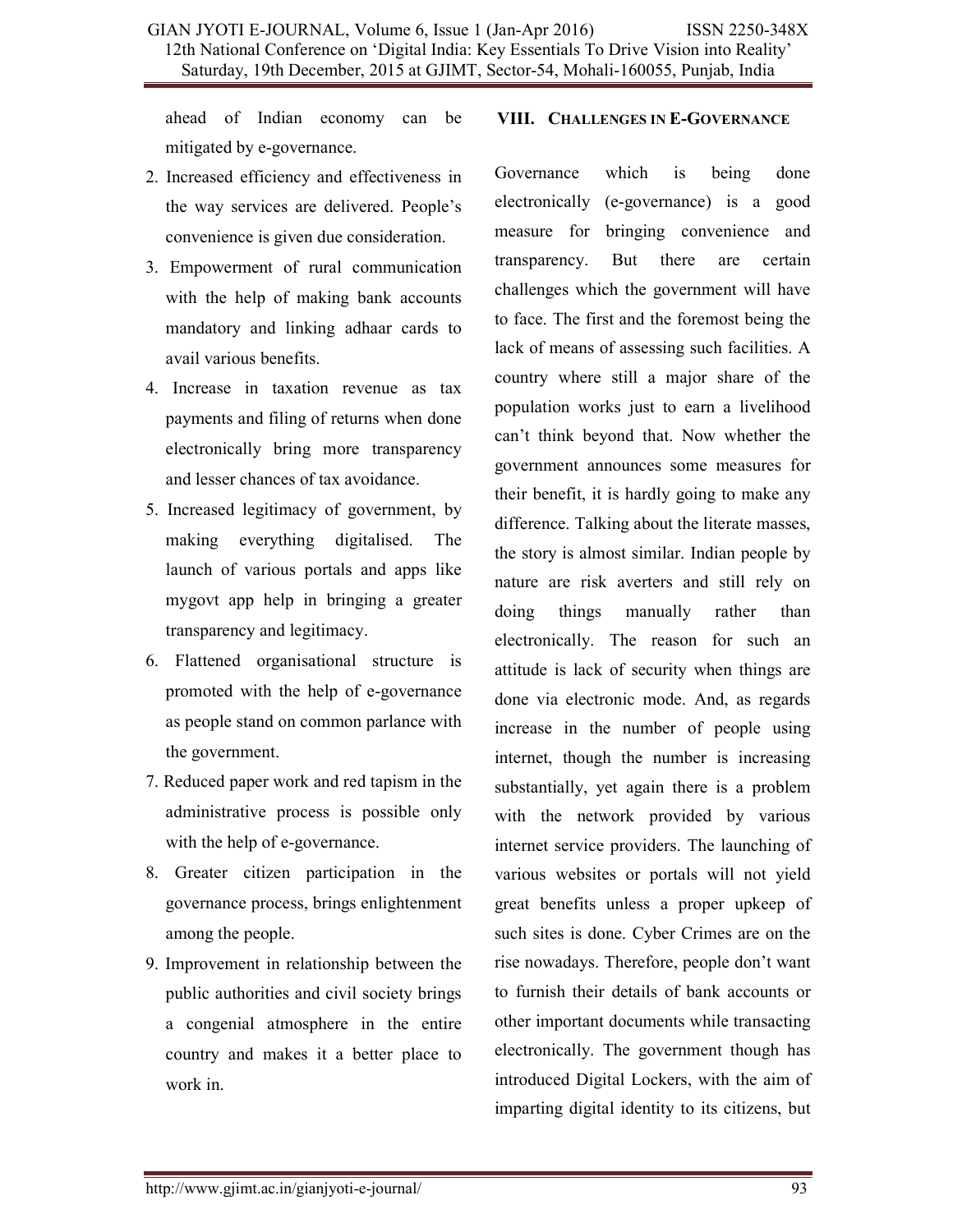ahead of Indian economy can be mitigated by e-governance.

2. Increased efficiency and effectiveness in the way services are delivered. People's convenience is given due consideration.
3. Empowerment of rural communication with the help of making bank accounts mandatory and linking adhaar cards to avail various benefits.
4. Increase in taxation revenue as tax payments and filing of returns when done electronically bring more transparency and lesser chances of tax avoidance.
5. Increased legitimacy of government, by making everything digitalised. The launch of various portals and apps like mygovt app help in bringing a greater transparency and legitimacy.
6. Flattened organisational structure is promoted with the help of e-governance as people stand on common parlance with the government.
7. Reduced paper work and red tapism in the administrative process is possible only with the help of e-governance.
8. Greater citizen participation in the governance process, brings enlightenment among the people.
9. Improvement in relationship between the public authorities and civil society brings a congenial atmosphere in the entire country and makes it a better place to work in.

## VIII. Challenges in E-Governance

Governance which is being done electronically (e-governance) is a good measure for bringing convenience and transparency. But there are certain challenges which the government will have to face. The first and the foremost being the lack of means of assessing such facilities. A country where still a major share of the population works just to earn a livelihood can't think beyond that. Now whether the government announces some measures for their benefit, it is hardly going to make any difference. Talking about the literate masses, the story is almost similar. Indian people by nature are risk averters and still rely on doing things manually rather than electronically. The reason for such an attitude is lack of security when things are done via electronic mode. And, as regards increase in the number of people using internet, though the number is increasing substantially, yet again there is a problem with the network provided by various internet service providers. The launching of various websites or portals will not yield great benefits unless a proper upkeep of such sites is done. Cyber Crimes are on the rise nowadays. Therefore, people don't want to furnish their details of bank accounts or other important documents while transacting electronically. The government though has introduced Digital Lockers, with the aim of imparting digital identity to its citizens, but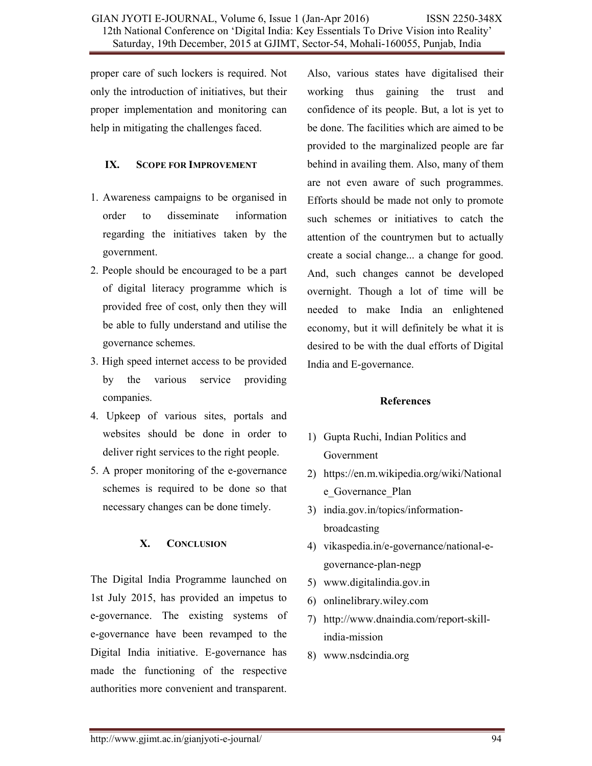proper care of such lockers is required. Not only the introduction of initiatives, but their proper implementation and monitoring can help in mitigating the challenges faced.

## IX. Scope for Improvement

1. Awareness campaigns to be organised in order to disseminate information regarding the initiatives taken by the government.
2. People should be encouraged to be a part of digital literacy programme which is provided free of cost, only then they will be able to fully understand and utilise the governance schemes.
3. High speed internet access to be provided by the various service providing companies.
4. Upkeep of various sites, portals and websites should be done in order to deliver right services to the right people.
5. A proper monitoring of the e-governance schemes is required to be done so that necessary changes can be done timely.

## X. Conclusion

The Digital India Programme launched on 1st July 2015, has provided an impetus to e-governance. The existing systems of e-governance have been revamped to the Digital India initiative. E-governance has made the functioning of the respective authorities more convenient and transparent. Also, various states have digitalised their working thus gaining the trust and confidence of its people. But, a lot is yet to be done. The facilities which are aimed to be provided to the marginalized people are far behind in availing them. Also, many of them are not even aware of such programmes. Efforts should be made not only to promote such schemes or initiatives to catch the attention of the countrymen but to actually create a social change... a change for good. And, such changes cannot be developed overnight. Though a lot of time will be needed to make India an enlightened economy, but it will definitely be what it is desired to be with the dual efforts of Digital India and E-governance.

## References

1) Gupta Ruchi, Indian Politics and Government
2) https://en.m.wikipedia.org/wiki/National_e_Governance_Plan
3) india.gov.in/topics/information-broadcasting
4) vikaspedia.in/e-governance/national-e-governance-plan-negp
5) www.digitalindia.gov.in
6) onlinelibrary.wiley.com
7) http://www.dnaindia.com/report-skill-india-mission
8) www.nsdcindia.org